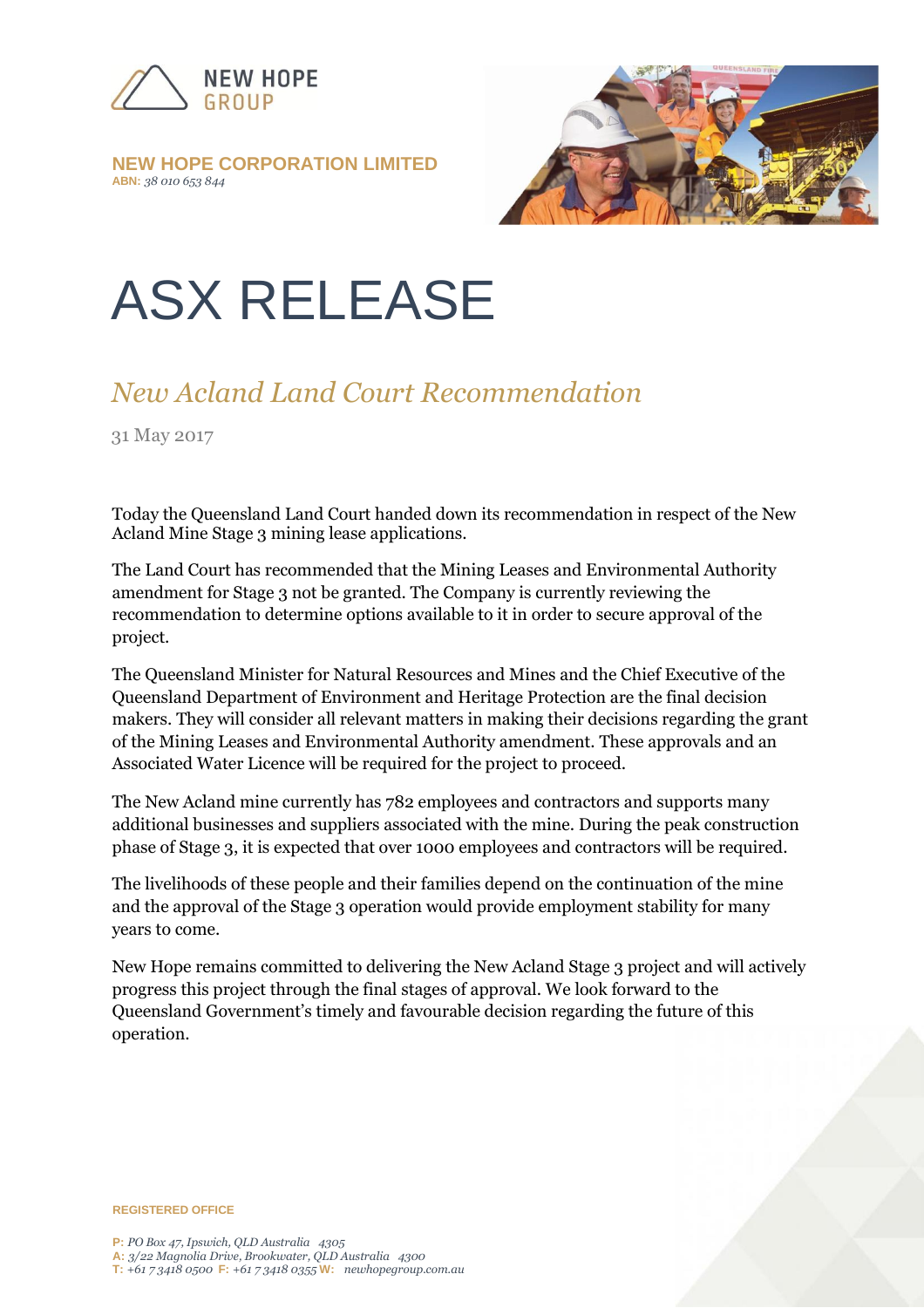NEW HOPE
GROUP

**NEW HOPE CORPORATION LIMITED**
**ABN:** *38 010 653 844*

# ASX RELEASE

## *New Acland Land Court Recommendation*

31 May 2017

Today the Queensland Land Court handed down its recommendation in respect of the New Acland Mine Stage 3 mining lease applications.

The Land Court has recommended that the Mining Leases and Environmental Authority amendment for Stage 3 not be granted. The Company is currently reviewing the recommendation to determine options available to it in order to secure approval of the project.

The Queensland Minister for Natural Resources and Mines and the Chief Executive of the Queensland Department of Environment and Heritage Protection are the final decision makers. They will consider all relevant matters in making their decisions regarding the grant of the Mining Leases and Environmental Authority amendment. These approvals and an Associated Water Licence will be required for the project to proceed.

The New Acland mine currently has 782 employees and contractors and supports many additional businesses and suppliers associated with the mine. During the peak construction phase of Stage 3, it is expected that over 1000 employees and contractors will be required.

The livelihoods of these people and their families depend on the continuation of the mine and the approval of the Stage 3 operation would provide employment stability for many years to come.

New Hope remains committed to delivering the New Acland Stage 3 project and will actively progress this project through the final stages of approval. We look forward to the Queensland Government's timely and favourable decision regarding the future of this operation.

**REGISTERED OFFICE**

**P:** *PO Box 47, Ipswich, QLD Australia 4305*
**A:** *3/22 Magnolia Drive, Brookwater, QLD Australia 4300*
**T:** *+61 7 3418 0500* **F:** *+61 7 3418 0355* **W:** *newhopegroup.com.au*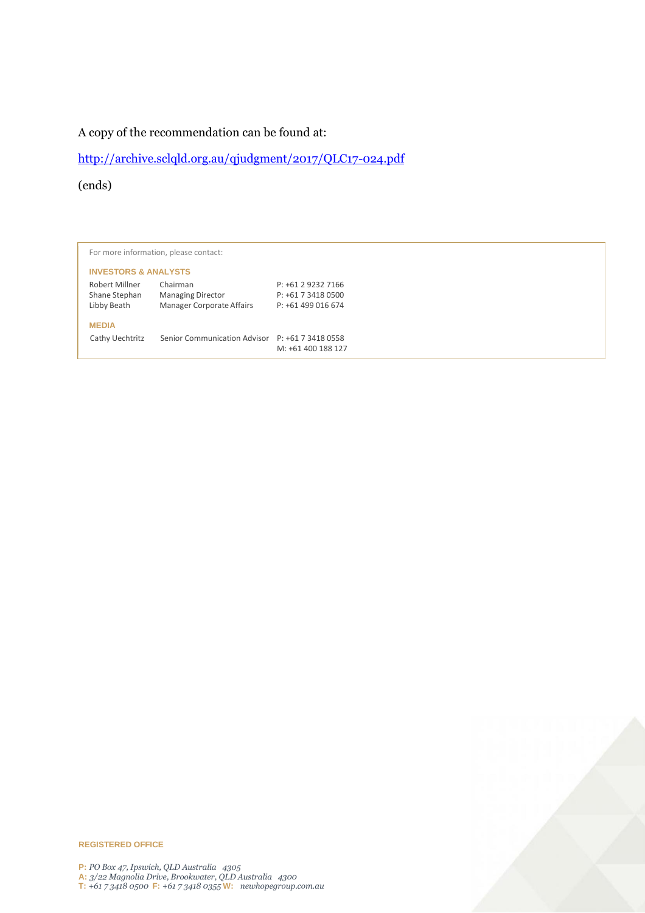A copy of the recommendation can be found at:

http://archive.sclqld.org.au/qjudgment/2017/QLC17-024.pdf

(ends)

For more information, please contact:

**INVESTORS & ANALYSTS**

| | | |
|---|---|---|
| Robert Millner | Chairman | P: +61 2 9232 7166 |
| Shane Stephan | Managing Director | P: +61 7 3418 0500 |
| Libby Beath | Manager Corporate Affairs | P: +61 499 016 674 |

**MEDIA**

| | | |
|---|---|---|
| Cathy Uechtritz | Senior Communication Advisor | P: +61 7 3418 0558<br>M: +61 400 188 127 |

**REGISTERED OFFICE**

**P:** *PO Box 47, Ipswich, QLD Australia 4305*
**A:** *3/22 Magnolia Drive, Brookwater, QLD Australia 4300*
**T:** *+61 7 3418 0500* **F:** *+61 7 3418 0355* **W:** *newhopegroup.com.au*